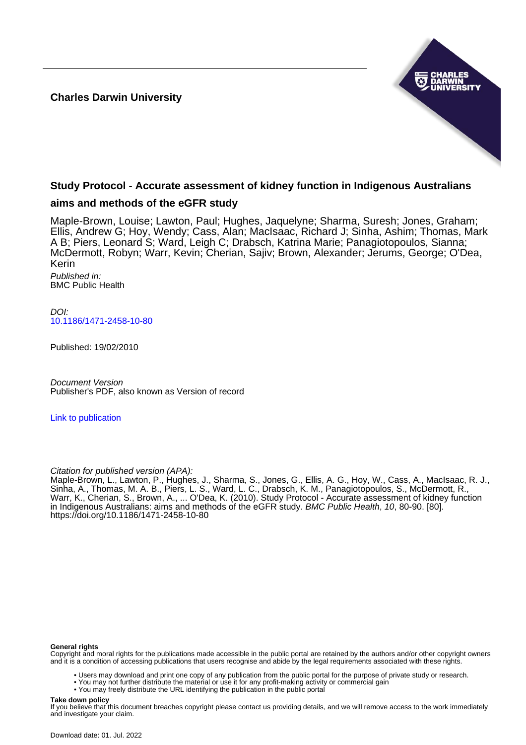**Charles Darwin University**

# Study Protocol - Accurate assessment of kidney function in Indigenous Australians aims and methods of the eGFR study

Maple-Brown, Louise; Lawton, Paul; Hughes, Jaquelyne; Sharma, Suresh; Jones, Graham; Ellis, Andrew G; Hoy, Wendy; Cass, Alan; MacIsaac, Richard J; Sinha, Ashim; Thomas, Mark A B; Piers, Leonard S; Ward, Leigh C; Drabsch, Katrina Marie; Panagiotopoulos, Sianna; McDermott, Robyn; Warr, Kevin; Cherian, Sajiv; Brown, Alexander; Jerums, George; O'Dea, Kerin

*Published in:*
BMC Public Health

*DOI:*
10.1186/1471-2458-10-80

Published: 19/02/2010

*Document Version*
Publisher's PDF, also known as Version of record

Link to publication

*Citation for published version (APA):*
Maple-Brown, L., Lawton, P., Hughes, J., Sharma, S., Jones, G., Ellis, A. G., Hoy, W., Cass, A., MacIsaac, R. J., Sinha, A., Thomas, M. A. B., Piers, L. S., Ward, L. C., Drabsch, K. M., Panagiotopoulos, S., McDermott, R., Warr, K., Cherian, S., Brown, A., ... O'Dea, K. (2010). Study Protocol - Accurate assessment of kidney function in Indigenous Australians: aims and methods of the eGFR study. *BMC Public Health*, *10*, 80-90. [80]. https://doi.org/10.1186/1471-2458-10-80

**General rights**
Copyright and moral rights for the publications made accessible in the public portal are retained by the authors and/or other copyright owners and it is a condition of accessing publications that users recognise and abide by the legal requirements associated with these rights.

- Users may download and print one copy of any publication from the public portal for the purpose of private study or research.
- You may not further distribute the material or use it for any profit-making activity or commercial gain
- You may freely distribute the URL identifying the publication in the public portal

**Take down policy**
If you believe that this document breaches copyright please contact us providing details, and we will remove access to the work immediately and investigate your claim.

Download date: 01. Jul. 2022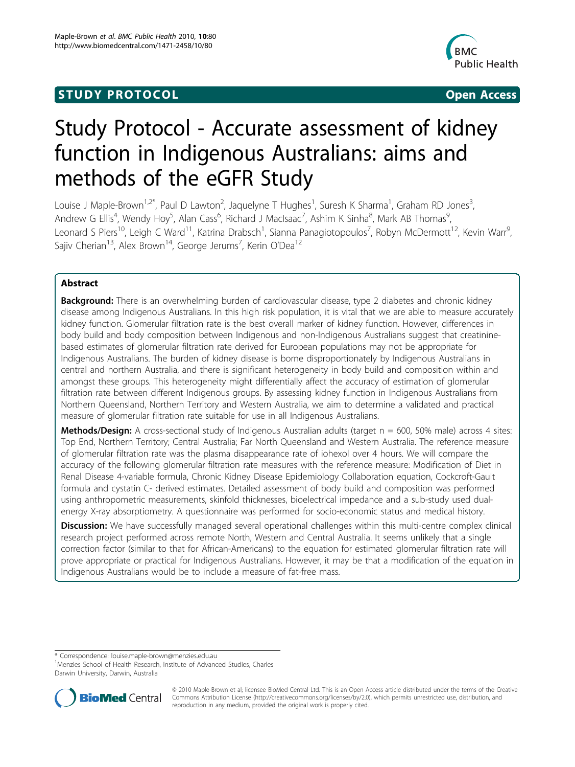# STUDY PROTOCOL

**Open Access**

# Study Protocol - Accurate assessment of kidney function in Indigenous Australians: aims and methods of the eGFR Study

Louise J Maple-Brown[1,2*], Paul D Lawton[2], Jaquelyne T Hughes[1], Suresh K Sharma[1], Graham RD Jones[3], Andrew G Ellis[4], Wendy Hoy[5], Alan Cass[6], Richard J MacIsaac[7], Ashim K Sinha[8], Mark AB Thomas[9], Leonard S Piers[10], Leigh C Ward[11], Katrina Drabsch[1], Sianna Panagiotopoulos[7], Robyn McDermott[12], Kevin Warr[9], Sajiv Cherian[13], Alex Brown[14], George Jerums[7], Kerin O'Dea[12]

## Abstract

**Background:** There is an overwhelming burden of cardiovascular disease, type 2 diabetes and chronic kidney disease among Indigenous Australians. In this high risk population, it is vital that we are able to measure accurately kidney function. Glomerular filtration rate is the best overall marker of kidney function. However, differences in body build and body composition between Indigenous and non-Indigenous Australians suggest that creatinine-based estimates of glomerular filtration rate derived for European populations may not be appropriate for Indigenous Australians. The burden of kidney disease is borne disproportionately by Indigenous Australians in central and northern Australia, and there is significant heterogeneity in body build and composition within and amongst these groups. This heterogeneity might differentially affect the accuracy of estimation of glomerular filtration rate between different Indigenous groups. By assessing kidney function in Indigenous Australians from Northern Queensland, Northern Territory and Western Australia, we aim to determine a validated and practical measure of glomerular filtration rate suitable for use in all Indigenous Australians.

**Methods/Design:** A cross-sectional study of Indigenous Australian adults (target n = 600, 50% male) across 4 sites: Top End, Northern Territory; Central Australia; Far North Queensland and Western Australia. The reference measure of glomerular filtration rate was the plasma disappearance rate of iohexol over 4 hours. We will compare the accuracy of the following glomerular filtration rate measures with the reference measure: Modification of Diet in Renal Disease 4-variable formula, Chronic Kidney Disease Epidemiology Collaboration equation, Cockcroft-Gault formula and cystatin C- derived estimates. Detailed assessment of body build and composition was performed using anthropometric measurements, skinfold thicknesses, bioelectrical impedance and a sub-study used dual-energy X-ray absorptiometry. A questionnaire was performed for socio-economic status and medical history.

**Discussion:** We have successfully managed several operational challenges within this multi-centre complex clinical research project performed across remote North, Western and Central Australia. It seems unlikely that a single correction factor (similar to that for African-Americans) to the equation for estimated glomerular filtration rate will prove appropriate or practical for Indigenous Australians. However, it may be that a modification of the equation in Indigenous Australians would be to include a measure of fat-free mass.

* Correspondence: louise.maple-brown@menzies.edu.au
[1]Menzies School of Health Research, Institute of Advanced Studies, Charles Darwin University, Darwin, Australia

© 2010 Maple-Brown et al; licensee BioMed Central Ltd. This is an Open Access article distributed under the terms of the Creative Commons Attribution License (http://creativecommons.org/licenses/by/2.0), which permits unrestricted use, distribution, and reproduction in any medium, provided the original work is properly cited.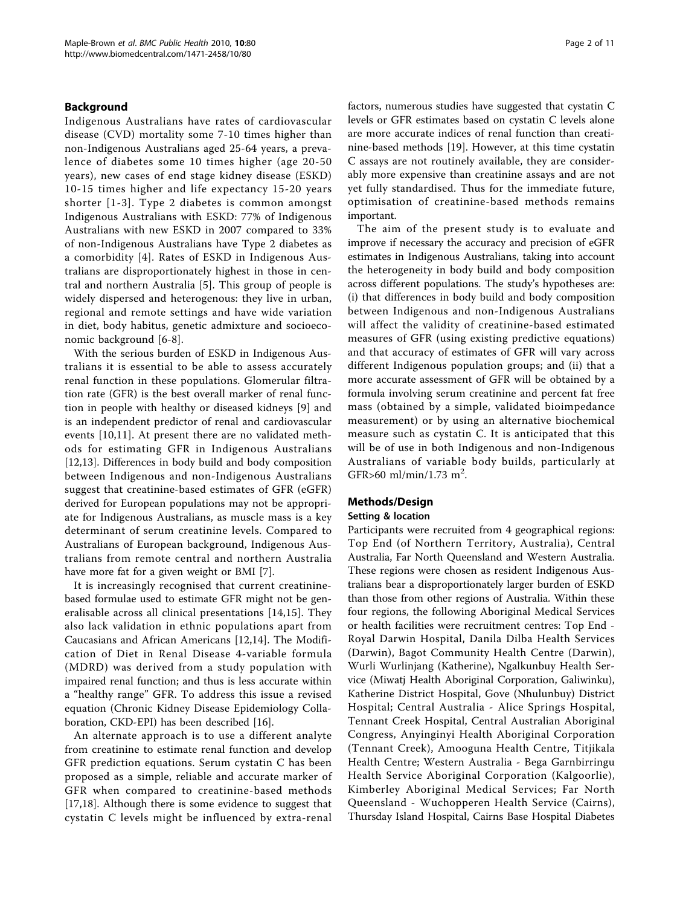## Background

Indigenous Australians have rates of cardiovascular disease (CVD) mortality some 7-10 times higher than non-Indigenous Australians aged 25-64 years, a prevalence of diabetes some 10 times higher (age 20-50 years), new cases of end stage kidney disease (ESKD) 10-15 times higher and life expectancy 15-20 years shorter [1-3]. Type 2 diabetes is common amongst Indigenous Australians with ESKD: 77% of Indigenous Australians with new ESKD in 2007 compared to 33% of non-Indigenous Australians have Type 2 diabetes as a comorbidity [4]. Rates of ESKD in Indigenous Australians are disproportionately highest in those in central and northern Australia [5]. This group of people is widely dispersed and heterogenous: they live in urban, regional and remote settings and have wide variation in diet, body habitus, genetic admixture and socioeconomic background [6-8].

With the serious burden of ESKD in Indigenous Australians it is essential to be able to assess accurately renal function in these populations. Glomerular filtration rate (GFR) is the best overall marker of renal function in people with healthy or diseased kidneys [9] and is an independent predictor of renal and cardiovascular events [10,11]. At present there are no validated methods for estimating GFR in Indigenous Australians [12,13]. Differences in body build and body composition between Indigenous and non-Indigenous Australians suggest that creatinine-based estimates of GFR (eGFR) derived for European populations may not be appropriate for Indigenous Australians, as muscle mass is a key determinant of serum creatinine levels. Compared to Australians of European background, Indigenous Australians from remote central and northern Australia have more fat for a given weight or BMI [7].

It is increasingly recognised that current creatinine-based formulae used to estimate GFR might not be generalisable across all clinical presentations [14,15]. They also lack validation in ethnic populations apart from Caucasians and African Americans [12,14]. The Modification of Diet in Renal Disease 4-variable formula (MDRD) was derived from a study population with impaired renal function; and thus is less accurate within a "healthy range" GFR. To address this issue a revised equation (Chronic Kidney Disease Epidemiology Collaboration, CKD-EPI) has been described [16].

An alternate approach is to use a different analyte from creatinine to estimate renal function and develop GFR prediction equations. Serum cystatin C has been proposed as a simple, reliable and accurate marker of GFR when compared to creatinine-based methods [17,18]. Although there is some evidence to suggest that cystatin C levels might be influenced by extra-renal factors, numerous studies have suggested that cystatin C levels or GFR estimates based on cystatin C levels alone are more accurate indices of renal function than creatinine-based methods [19]. However, at this time cystatin C assays are not routinely available, they are considerably more expensive than creatinine assays and are not yet fully standardised. Thus for the immediate future, optimisation of creatinine-based methods remains important.

The aim of the present study is to evaluate and improve if necessary the accuracy and precision of eGFR estimates in Indigenous Australians, taking into account the heterogeneity in body build and body composition across different populations. The study's hypotheses are: (i) that differences in body build and body composition between Indigenous and non-Indigenous Australians will affect the validity of creatinine-based estimated measures of GFR (using existing predictive equations) and that accuracy of estimates of GFR will vary across different Indigenous population groups; and (ii) that a more accurate assessment of GFR will be obtained by a formula involving serum creatinine and percent fat free mass (obtained by a simple, validated bioimpedance measurement) or by using an alternative biochemical measure such as cystatin C. It is anticipated that this will be of use in both Indigenous and non-Indigenous Australians of variable body builds, particularly at GFR>60 ml/min/1.73 $m^2$.

## Methods/Design

### Setting & location

Participants were recruited from 4 geographical regions: Top End (of Northern Territory, Australia), Central Australia, Far North Queensland and Western Australia. These regions were chosen as resident Indigenous Australians bear a disproportionately larger burden of ESKD than those from other regions of Australia. Within these four regions, the following Aboriginal Medical Services or health facilities were recruitment centres: Top End - Royal Darwin Hospital, Danila Dilba Health Services (Darwin), Bagot Community Health Centre (Darwin), Wurli Wurlinjang (Katherine), Ngalkunbuy Health Service (Miwatj Health Aboriginal Corporation, Galiwinku), Katherine District Hospital, Gove (Nhulunbuy) District Hospital; Central Australia - Alice Springs Hospital, Tennant Creek Hospital, Central Australian Aboriginal Congress, Anyinginyi Health Aboriginal Corporation (Tennant Creek), Amooguna Health Centre, Titjikala Health Centre; Western Australia - Bega Garnbirringu Health Service Aboriginal Corporation (Kalgoorlie), Kimberley Aboriginal Medical Services; Far North Queensland - Wuchopperen Health Service (Cairns), Thursday Island Hospital, Cairns Base Hospital Diabetes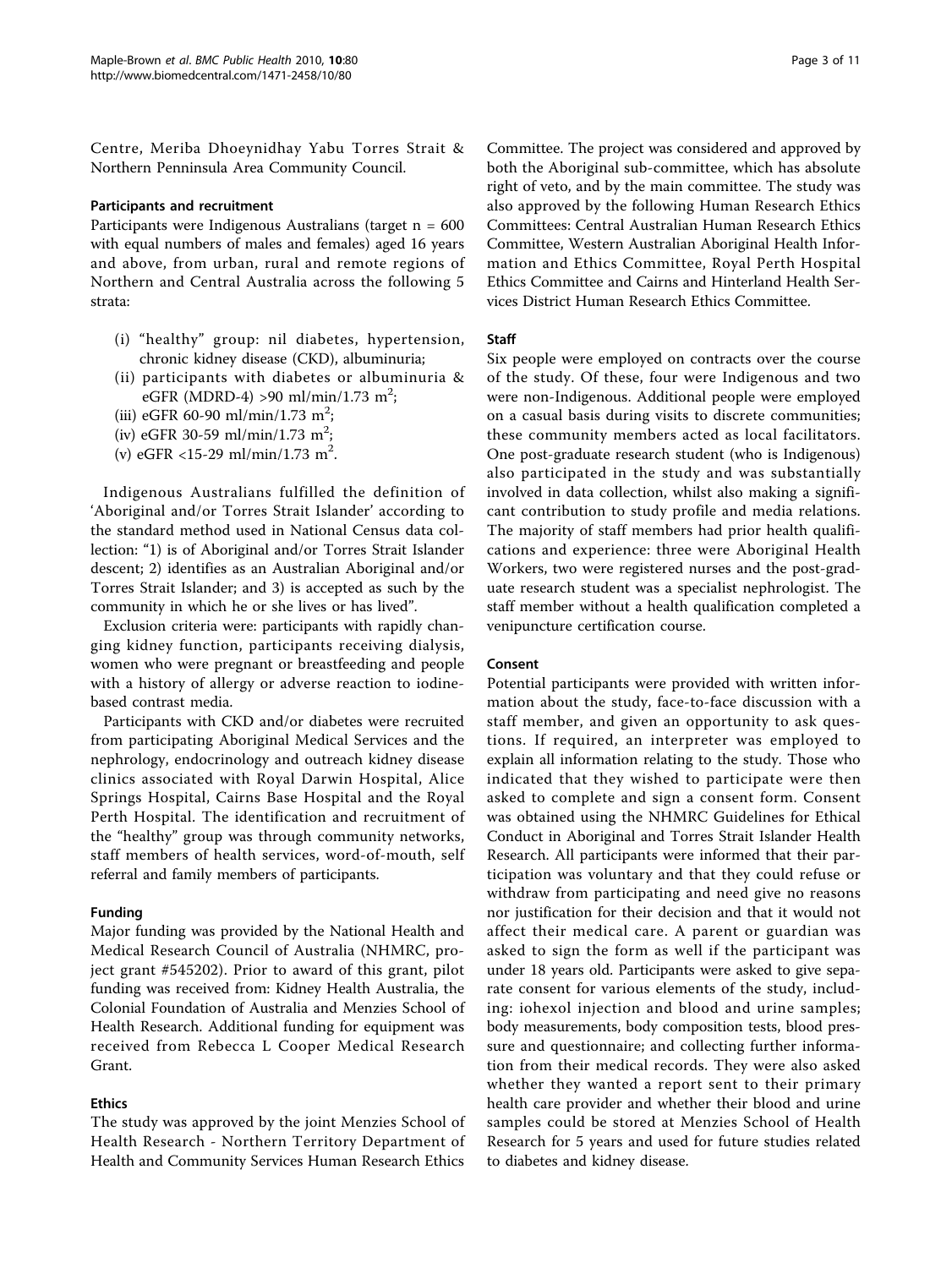Centre, Meriba Dhoeynidhay Yabu Torres Strait & Northern Penninsula Area Community Council.

#### Participants and recruitment

Participants were Indigenous Australians (target n = 600 with equal numbers of males and females) aged 16 years and above, from urban, rural and remote regions of Northern and Central Australia across the following 5 strata:

(i) "healthy" group: nil diabetes, hypertension, chronic kidney disease (CKD), albuminuria;
(ii) participants with diabetes or albuminuria & eGFR (MDRD-4) >90 ml/min/1.73 $m^2$;
(iii) eGFR 60-90 ml/min/1.73 $m^2$;
(iv) eGFR 30-59 ml/min/1.73 $m^2$;
(v) eGFR <15-29 ml/min/1.73 $m^2$.

Indigenous Australians fulfilled the definition of 'Aboriginal and/or Torres Strait Islander' according to the standard method used in National Census data collection: "1) is of Aboriginal and/or Torres Strait Islander descent; 2) identifies as an Australian Aboriginal and/or Torres Strait Islander; and 3) is accepted as such by the community in which he or she lives or has lived".

Exclusion criteria were: participants with rapidly changing kidney function, participants receiving dialysis, women who were pregnant or breastfeeding and people with a history of allergy or adverse reaction to iodine-based contrast media.

Participants with CKD and/or diabetes were recruited from participating Aboriginal Medical Services and the nephrology, endocrinology and outreach kidney disease clinics associated with Royal Darwin Hospital, Alice Springs Hospital, Cairns Base Hospital and the Royal Perth Hospital. The identification and recruitment of the "healthy" group was through community networks, staff members of health services, word-of-mouth, self referral and family members of participants.

#### Funding

Major funding was provided by the National Health and Medical Research Council of Australia (NHMRC, project grant #545202). Prior to award of this grant, pilot funding was received from: Kidney Health Australia, the Colonial Foundation of Australia and Menzies School of Health Research. Additional funding for equipment was received from Rebecca L Cooper Medical Research Grant.

#### Ethics

The study was approved by the joint Menzies School of Health Research - Northern Territory Department of Health and Community Services Human Research Ethics Committee. The project was considered and approved by both the Aboriginal sub-committee, which has absolute right of veto, and by the main committee. The study was also approved by the following Human Research Ethics Committees: Central Australian Human Research Ethics Committee, Western Australian Aboriginal Health Information and Ethics Committee, Royal Perth Hospital Ethics Committee and Cairns and Hinterland Health Services District Human Research Ethics Committee.

#### Staff

Six people were employed on contracts over the course of the study. Of these, four were Indigenous and two were non-Indigenous. Additional people were employed on a casual basis during visits to discrete communities; these community members acted as local facilitators. One post-graduate research student (who is Indigenous) also participated in the study and was substantially involved in data collection, whilst also making a significant contribution to study profile and media relations. The majority of staff members had prior health qualifications and experience: three were Aboriginal Health Workers, two were registered nurses and the post-graduate research student was a specialist nephrologist. The staff member without a health qualification completed a venipuncture certification course.

#### Consent

Potential participants were provided with written information about the study, face-to-face discussion with a staff member, and given an opportunity to ask questions. If required, an interpreter was employed to explain all information relating to the study. Those who indicated that they wished to participate were then asked to complete and sign a consent form. Consent was obtained using the NHMRC Guidelines for Ethical Conduct in Aboriginal and Torres Strait Islander Health Research. All participants were informed that their participation was voluntary and that they could refuse or withdraw from participating and need give no reasons nor justification for their decision and that it would not affect their medical care. A parent or guardian was asked to sign the form as well if the participant was under 18 years old. Participants were asked to give separate consent for various elements of the study, including: iohexol injection and blood and urine samples; body measurements, body composition tests, blood pressure and questionnaire; and collecting further information from their medical records. They were also asked whether they wanted a report sent to their primary health care provider and whether their blood and urine samples could be stored at Menzies School of Health Research for 5 years and used for future studies related to diabetes and kidney disease.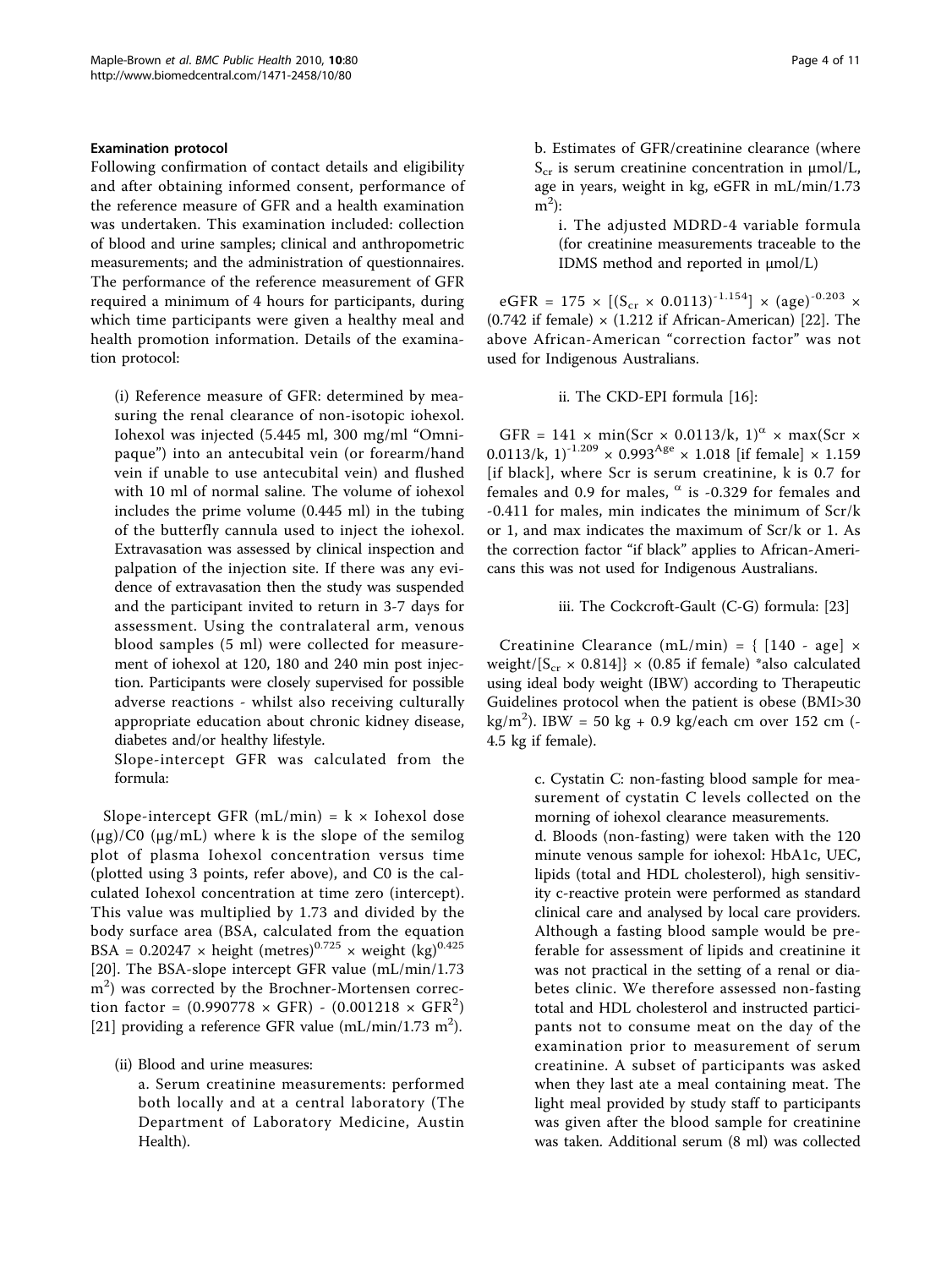#### Examination protocol

Following confirmation of contact details and eligibility and after obtaining informed consent, performance of the reference measure of GFR and a health examination was undertaken. This examination included: collection of blood and urine samples; clinical and anthropometric measurements; and the administration of questionnaires. The performance of the reference measurement of GFR required a minimum of 4 hours for participants, during which time participants were given a healthy meal and health promotion information. Details of the examination protocol:

(i) Reference measure of GFR: determined by measuring the renal clearance of non-isotopic iohexol. Iohexol was injected (5.445 ml, 300 mg/ml "Omnipaque") into an antecubital vein (or forearm/hand vein if unable to use antecubital vein) and flushed with 10 ml of normal saline. The volume of iohexol includes the prime volume (0.445 ml) in the tubing of the butterfly cannula used to inject the iohexol. Extravasation was assessed by clinical inspection and palpation of the injection site. If there was any evidence of extravasation then the study was suspended and the participant invited to return in 3-7 days for assessment. Using the contralateral arm, venous blood samples (5 ml) were collected for measurement of iohexol at 120, 180 and 240 min post injection. Participants were closely supervised for possible adverse reactions - whilst also receiving culturally appropriate education about chronic kidney disease, diabetes and/or healthy lifestyle.

Slope-intercept GFR was calculated from the formula:

Slope-intercept GFR (mL/min) = k × Iohexol dose (μg)/C0 (μg/mL) where k is the slope of the semilog plot of plasma Iohexol concentration versus time (plotted using 3 points, refer above), and C0 is the calculated Iohexol concentration at time zero (intercept). This value was multiplied by 1.73 and divided by the body surface area (BSA, calculated from the equation BSA = $0.20247 \times \text{height (metres)}^{0.725} \times \text{weight (kg)}^{0.425}$ [20]. The BSA-slope intercept GFR value (mL/min/1.73 $m^2$) was corrected by the Brochner-Mortensen correction factor = $(0.990778 \times GFR) - (0.001218 \times GFR^2)$ [21] providing a reference GFR value (mL/min/1.73 $m^2$).

(ii) Blood and urine measures:

a. Serum creatinine measurements: performed both locally and at a central laboratory (The Department of Laboratory Medicine, Austin Health).

b. Estimates of GFR/creatinine clearance (where $S_{cr}$ is serum creatinine concentration in μmol/L, age in years, weight in kg, eGFR in mL/min/1.73 $m^2$):

i. The adjusted MDRD-4 variable formula (for creatinine measurements traceable to the IDMS method and reported in μmol/L)

$$eGFR = 175 \times [(S_{cr} \times 0.0113)^{-1.154}] \times (\text{age})^{-0.203} \times (0.742 \text{ if female}) \times (1.212 \text{ if African-American})$$

[22]. The above African-American "correction factor" was not used for Indigenous Australians.

ii. The CKD-EPI formula [16]:

$$GFR = 141 \times \min(Scr \times 0.0113/k, 1)^{\alpha} \times \max(Scr \times 0.0113/k, 1)^{-1.209} \times 0.993^{Age} \times 1.018 \text{ [if female]} \times 1.159 \text{ [if black]}$$

where Scr is serum creatinine, k is 0.7 for females and 0.9 for males, $\alpha$ is -0.329 for females and -0.411 for males, min indicates the minimum of Scr/k or 1, and max indicates the maximum of Scr/k or 1. As the correction factor "if black" applies to African-Americans this was not used for Indigenous Australians.

iii. The Cockcroft-Gault (C-G) formula: [23]

$$\text{Creatinine Clearance (mL/min)} = \{[140 - \text{age}] \times \text{weight}/[S_{cr} \times 0.814]\} \times (0.85 \text{ if female})$$

*also calculated using ideal body weight (IBW) according to Therapeutic Guidelines protocol when the patient is obese (BMI>30 kg/$m^2$). IBW = 50 kg + 0.9 kg/each cm over 152 cm (-4.5 kg if female).

c. Cystatin C: non-fasting blood sample for measurement of cystatin C levels collected on the morning of iohexol clearance measurements.

d. Bloods (non-fasting) were taken with the 120 minute venous sample for iohexol: HbA1c, UEC, lipids (total and HDL cholesterol), high sensitivity c-reactive protein were performed as standard clinical care and analysed by local care providers. Although a fasting blood sample would be preferable for assessment of lipids and creatinine it was not practical in the setting of a renal or diabetes clinic. We therefore assessed non-fasting total and HDL cholesterol and instructed participants not to consume meat on the day of the examination prior to measurement of serum creatinine. A subset of participants was asked when they last ate a meal containing meat. The light meal provided by study staff to participants was given after the blood sample for creatinine was taken. Additional serum (8 ml) was collected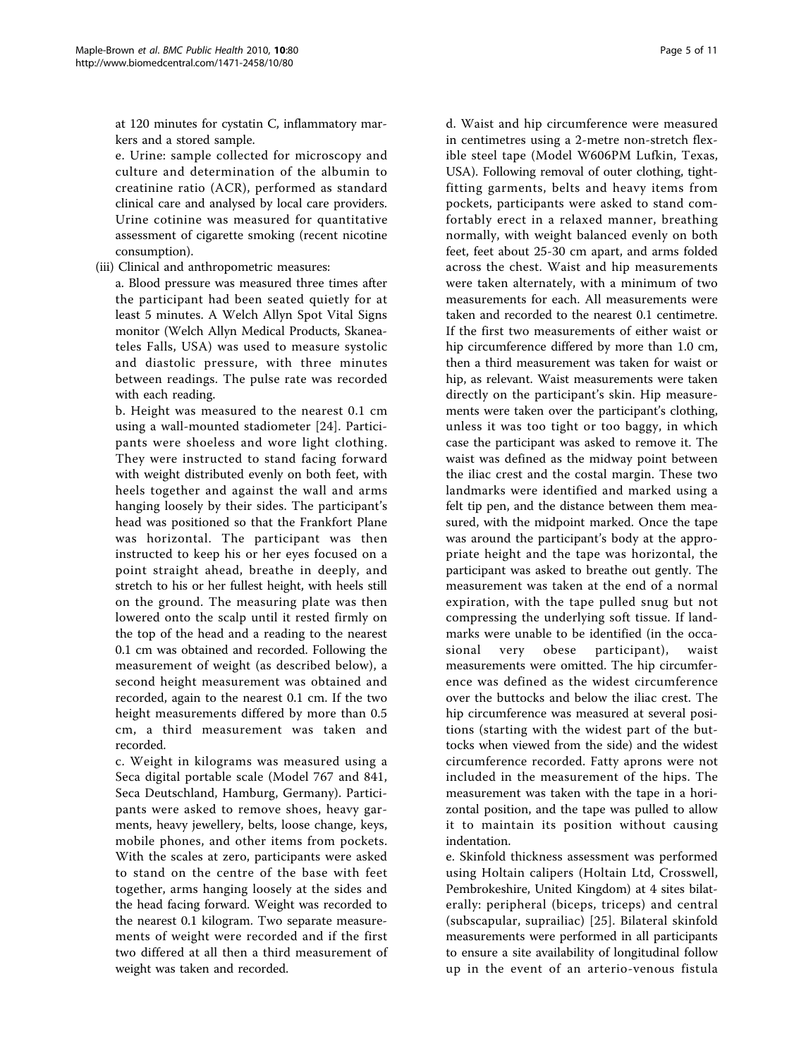at 120 minutes for cystatin C, inflammatory markers and a stored sample.

e. Urine: sample collected for microscopy and culture and determination of the albumin to creatinine ratio (ACR), performed as standard clinical care and analysed by local care providers. Urine cotinine was measured for quantitative assessment of cigarette smoking (recent nicotine consumption).

(iii) Clinical and anthropometric measures:

a. Blood pressure was measured three times after the participant had been seated quietly for at least 5 minutes. A Welch Allyn Spot Vital Signs monitor (Welch Allyn Medical Products, Skaneateles Falls, USA) was used to measure systolic and diastolic pressure, with three minutes between readings. The pulse rate was recorded with each reading.

b. Height was measured to the nearest 0.1 cm using a wall-mounted stadiometer [24]. Participants were shoeless and wore light clothing. They were instructed to stand facing forward with weight distributed evenly on both feet, with heels together and against the wall and arms hanging loosely by their sides. The participant's head was positioned so that the Frankfort Plane was horizontal. The participant was then instructed to keep his or her eyes focused on a point straight ahead, breathe in deeply, and stretch to his or her fullest height, with heels still on the ground. The measuring plate was then lowered onto the scalp until it rested firmly on the top of the head and a reading to the nearest 0.1 cm was obtained and recorded. Following the measurement of weight (as described below), a second height measurement was obtained and recorded, again to the nearest 0.1 cm. If the two height measurements differed by more than 0.5 cm, a third measurement was taken and recorded.

c. Weight in kilograms was measured using a Seca digital portable scale (Model 767 and 841, Seca Deutschland, Hamburg, Germany). Participants were asked to remove shoes, heavy garments, heavy jewellery, belts, loose change, keys, mobile phones, and other items from pockets. With the scales at zero, participants were asked to stand on the centre of the base with feet together, arms hanging loosely at the sides and the head facing forward. Weight was recorded to the nearest 0.1 kilogram. Two separate measurements of weight were recorded and if the first two differed at all then a third measurement of weight was taken and recorded.

d. Waist and hip circumference were measured in centimetres using a 2-metre non-stretch flexible steel tape (Model W606PM Lufkin, Texas, USA). Following removal of outer clothing, tight-fitting garments, belts and heavy items from pockets, participants were asked to stand comfortably erect in a relaxed manner, breathing normally, with weight balanced evenly on both feet, feet about 25-30 cm apart, and arms folded across the chest. Waist and hip measurements were taken alternately, with a minimum of two measurements for each. All measurements were taken and recorded to the nearest 0.1 centimetre. If the first two measurements of either waist or hip circumference differed by more than 1.0 cm, then a third measurement was taken for waist or hip, as relevant. Waist measurements were taken directly on the participant's skin. Hip measurements were taken over the participant's clothing, unless it was too tight or too baggy, in which case the participant was asked to remove it. The waist was defined as the midway point between the iliac crest and the costal margin. These two landmarks were identified and marked using a felt tip pen, and the distance between them measured, with the midpoint marked. Once the tape was around the participant's body at the appropriate height and the tape was horizontal, the participant was asked to breathe out gently. The measurement was taken at the end of a normal expiration, with the tape pulled snug but not compressing the underlying soft tissue. If landmarks were unable to be identified (in the occasional very obese participant), waist measurements were omitted. The hip circumference was defined as the widest circumference over the buttocks and below the iliac crest. The hip circumference was measured at several positions (starting with the widest part of the buttocks when viewed from the side) and the widest circumference recorded. Fatty aprons were not included in the measurement of the hips. The measurement was taken with the tape in a horizontal position, and the tape was pulled to allow it to maintain its position without causing indentation.

e. Skinfold thickness assessment was performed using Holtain calipers (Holtain Ltd, Crosswell, Pembrokeshire, United Kingdom) at 4 sites bilaterally: peripheral (biceps, triceps) and central (subscapular, suprailiac) [25]. Bilateral skinfold measurements were performed in all participants to ensure a site availability of longitudinal follow up in the event of an arterio-venous fistula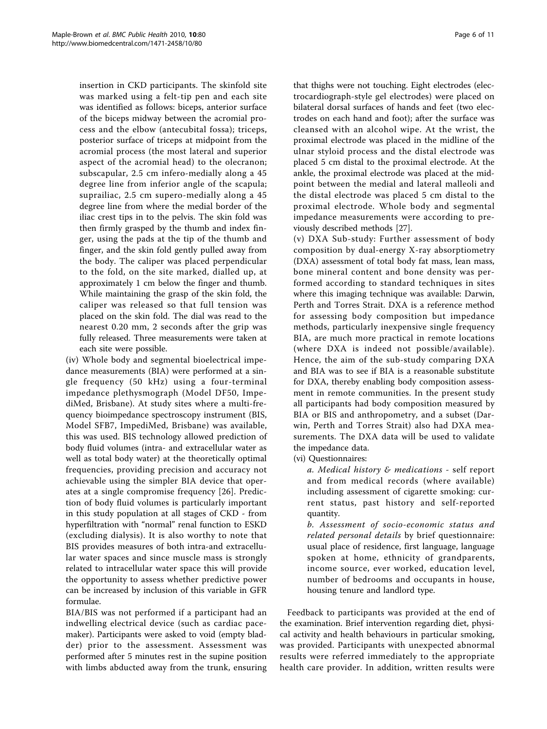insertion in CKD participants. The skinfold site was marked using a felt-tip pen and each site was identified as follows: biceps, anterior surface of the biceps midway between the acromial process and the elbow (antecubital fossa); triceps, posterior surface of triceps at midpoint from the acromial process (the most lateral and superior aspect of the acromial head) to the olecranon; subscapular, 2.5 cm infero-medially along a 45 degree line from inferior angle of the scapula; suprailiac, 2.5 cm supero-medially along a 45 degree line from where the medial border of the iliac crest tips in to the pelvis. The skin fold was then firmly grasped by the thumb and index finger, using the pads at the tip of the thumb and finger, and the skin fold gently pulled away from the body. The caliper was placed perpendicular to the fold, on the site marked, dialled up, at approximately 1 cm below the finger and thumb. While maintaining the grasp of the skin fold, the caliper was released so that full tension was placed on the skin fold. The dial was read to the nearest 0.20 mm, 2 seconds after the grip was fully released. Three measurements were taken at each site were possible.

(iv) Whole body and segmental bioelectrical impedance measurements (BIA) were performed at a single frequency (50 kHz) using a four-terminal impedance plethysmograph (Model DF50, ImpediMed, Brisbane). At study sites where a multi-frequency bioimpedance spectroscopy instrument (BIS, Model SFB7, ImpediMed, Brisbane) was available, this was used. BIS technology allowed prediction of body fluid volumes (intra- and extracellular water as well as total body water) at the theoretically optimal frequencies, providing precision and accuracy not achievable using the simpler BIA device that operates at a single compromise frequency [26]. Prediction of body fluid volumes is particularly important in this study population at all stages of CKD - from hyperfiltration with "normal" renal function to ESKD (excluding dialysis). It is also worthy to note that BIS provides measures of both intra-and extracellular water spaces and since muscle mass is strongly related to intracellular water space this will provide the opportunity to assess whether predictive power can be increased by inclusion of this variable in GFR formulae.

BIA/BIS was not performed if a participant had an indwelling electrical device (such as cardiac pacemaker). Participants were asked to void (empty bladder) prior to the assessment. Assessment was performed after 5 minutes rest in the supine position with limbs abducted away from the trunk, ensuring that thighs were not touching. Eight electrodes (electrocardiograph-style gel electrodes) were placed on bilateral dorsal surfaces of hands and feet (two electrodes on each hand and foot); after the surface was cleansed with an alcohol wipe. At the wrist, the proximal electrode was placed in the midline of the ulnar styloid process and the distal electrode was placed 5 cm distal to the proximal electrode. At the ankle, the proximal electrode was placed at the midpoint between the medial and lateral malleoli and the distal electrode was placed 5 cm distal to the proximal electrode. Whole body and segmental impedance measurements were according to previously described methods [27].

(v) DXA Sub-study: Further assessment of body composition by dual-energy X-ray absorptiometry (DXA) assessment of total body fat mass, lean mass, bone mineral content and bone density was performed according to standard techniques in sites where this imaging technique was available: Darwin, Perth and Torres Strait. DXA is a reference method for assessing body composition but impedance methods, particularly inexpensive single frequency BIA, are much more practical in remote locations (where DXA is indeed not possible/available). Hence, the aim of the sub-study comparing DXA and BIA was to see if BIA is a reasonable substitute for DXA, thereby enabling body composition assessment in remote communities. In the present study all participants had body composition measured by BIA or BIS and anthropometry, and a subset (Darwin, Perth and Torres Strait) also had DXA measurements. The DXA data will be used to validate the impedance data.

(vi) Questionnaires:

*a. Medical history & medications* - self report and from medical records (where available) including assessment of cigarette smoking: current status, past history and self-reported quantity.

*b. Assessment of socio-economic status and related personal details* by brief questionnaire: usual place of residence, first language, language spoken at home, ethnicity of grandparents, income source, ever worked, education level, number of bedrooms and occupants in house, housing tenure and landlord type.

Feedback to participants was provided at the end of the examination. Brief intervention regarding diet, physical activity and health behaviours in particular smoking, was provided. Participants with unexpected abnormal results were referred immediately to the appropriate health care provider. In addition, written results were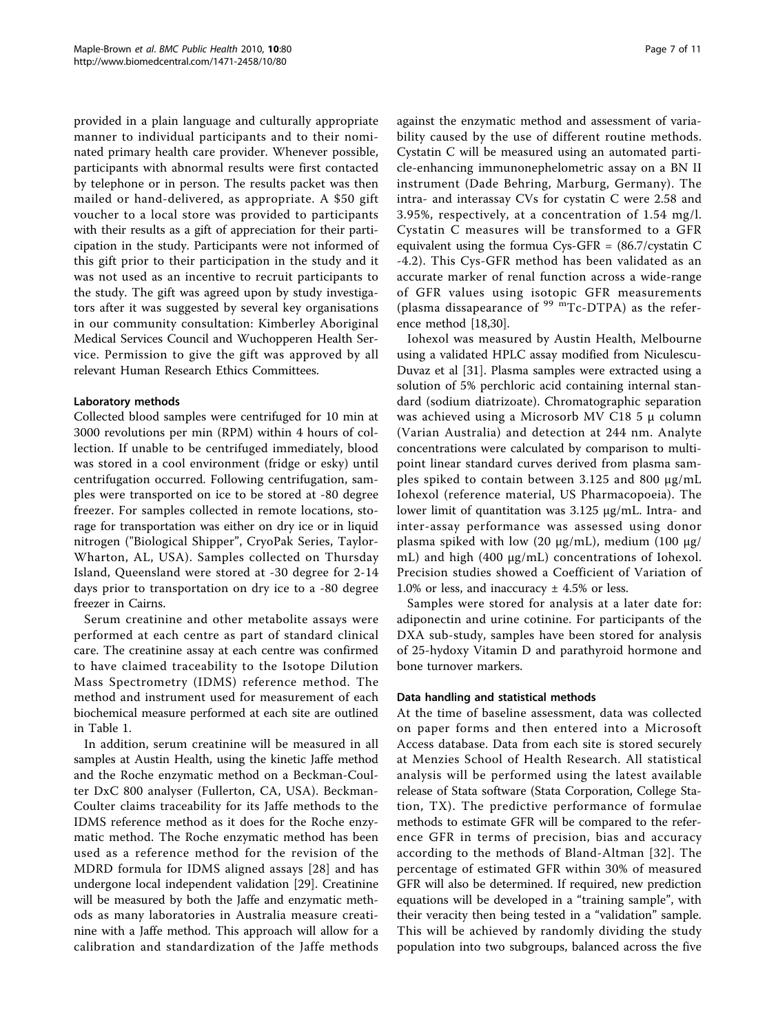provided in a plain language and culturally appropriate manner to individual participants and to their nominated primary health care provider. Whenever possible, participants with abnormal results were first contacted by telephone or in person. The results packet was then mailed or hand-delivered, as appropriate. A $50 gift voucher to a local store was provided to participants with their results as a gift of appreciation for their participation in the study. Participants were not informed of this gift prior to their participation in the study and it was not used as an incentive to recruit participants to the study. The gift was agreed upon by study investigators after it was suggested by several key organisations in our community consultation: Kimberley Aboriginal Medical Services Council and Wuchopperen Health Service. Permission to give the gift was approved by all relevant Human Research Ethics Committees.

#### Laboratory methods

Collected blood samples were centrifuged for 10 min at 3000 revolutions per min (RPM) within 4 hours of collection. If unable to be centrifuged immediately, blood was stored in a cool environment (fridge or esky) until centrifugation occurred. Following centrifugation, samples were transported on ice to be stored at -80 degree freezer. For samples collected in remote locations, storage for transportation was either on dry ice or in liquid nitrogen ("Biological Shipper", CryoPak Series, Taylor-Wharton, AL, USA). Samples collected on Thursday Island, Queensland were stored at -30 degree for 2-14 days prior to transportation on dry ice to a -80 degree freezer in Cairns.

Serum creatinine and other metabolite assays were performed at each centre as part of standard clinical care. The creatinine assay at each centre was confirmed to have claimed traceability to the Isotope Dilution Mass Spectrometry (IDMS) reference method. The method and instrument used for measurement of each biochemical measure performed at each site are outlined in Table 1.

In addition, serum creatinine will be measured in all samples at Austin Health, using the kinetic Jaffe method and the Roche enzymatic method on a Beckman-Coulter DxC 800 analyser (Fullerton, CA, USA). Beckman-Coulter claims traceability for its Jaffe methods to the IDMS reference method as it does for the Roche enzymatic method. The Roche enzymatic method has been used as a reference method for the revision of the MDRD formula for IDMS aligned assays [28] and has undergone local independent validation [29]. Creatinine will be measured by both the Jaffe and enzymatic methods as many laboratories in Australia measure creatinine with a Jaffe method. This approach will allow for a calibration and standardization of the Jaffe methods against the enzymatic method and assessment of variability caused by the use of different routine methods. Cystatin C will be measured using an automated particle-enhancing immunonephelometric assay on a BN II instrument (Dade Behring, Marburg, Germany). The intra- and interassay CVs for cystatin C were 2.58 and 3.95%, respectively, at a concentration of 1.54 mg/l. Cystatin C measures will be transformed to a GFR equivalent using the formua Cys-GFR = (86.7/cystatin C -4.2). This Cys-GFR method has been validated as an accurate marker of renal function across a wide-range of GFR values using isotopic GFR measurements (plasma dissapearance of $^{99\ m}$Tc-DTPA) as the reference method [18,30].

Iohexol was measured by Austin Health, Melbourne using a validated HPLC assay modified from Niculescu-Duvaz et al [31]. Plasma samples were extracted using a solution of 5% perchloric acid containing internal standard (sodium diatrizoate). Chromatographic separation was achieved using a Microsorb MV C18 5 μ column (Varian Australia) and detection at 244 nm. Analyte concentrations were calculated by comparison to multipoint linear standard curves derived from plasma samples spiked to contain between 3.125 and 800 μg/mL Iohexol (reference material, US Pharmacopoeia). The lower limit of quantitation was 3.125 μg/mL. Intra- and inter-assay performance was assessed using donor plasma spiked with low (20 μg/mL), medium (100 μg/mL) and high (400 μg/mL) concentrations of Iohexol. Precision studies showed a Coefficient of Variation of 1.0% or less, and inaccuracy ± 4.5% or less.

Samples were stored for analysis at a later date for: adiponectin and urine cotinine. For participants of the DXA sub-study, samples have been stored for analysis of 25-hydoxy Vitamin D and parathyroid hormone and bone turnover markers.

#### Data handling and statistical methods

At the time of baseline assessment, data was collected on paper forms and then entered into a Microsoft Access database. Data from each site is stored securely at Menzies School of Health Research. All statistical analysis will be performed using the latest available release of Stata software (Stata Corporation, College Station, TX). The predictive performance of formulae methods to estimate GFR will be compared to the reference GFR in terms of precision, bias and accuracy according to the methods of Bland-Altman [32]. The percentage of estimated GFR within 30% of measured GFR will also be determined. If required, new prediction equations will be developed in a "training sample", with their veracity then being tested in a "validation" sample. This will be achieved by randomly dividing the study population into two subgroups, balanced across the five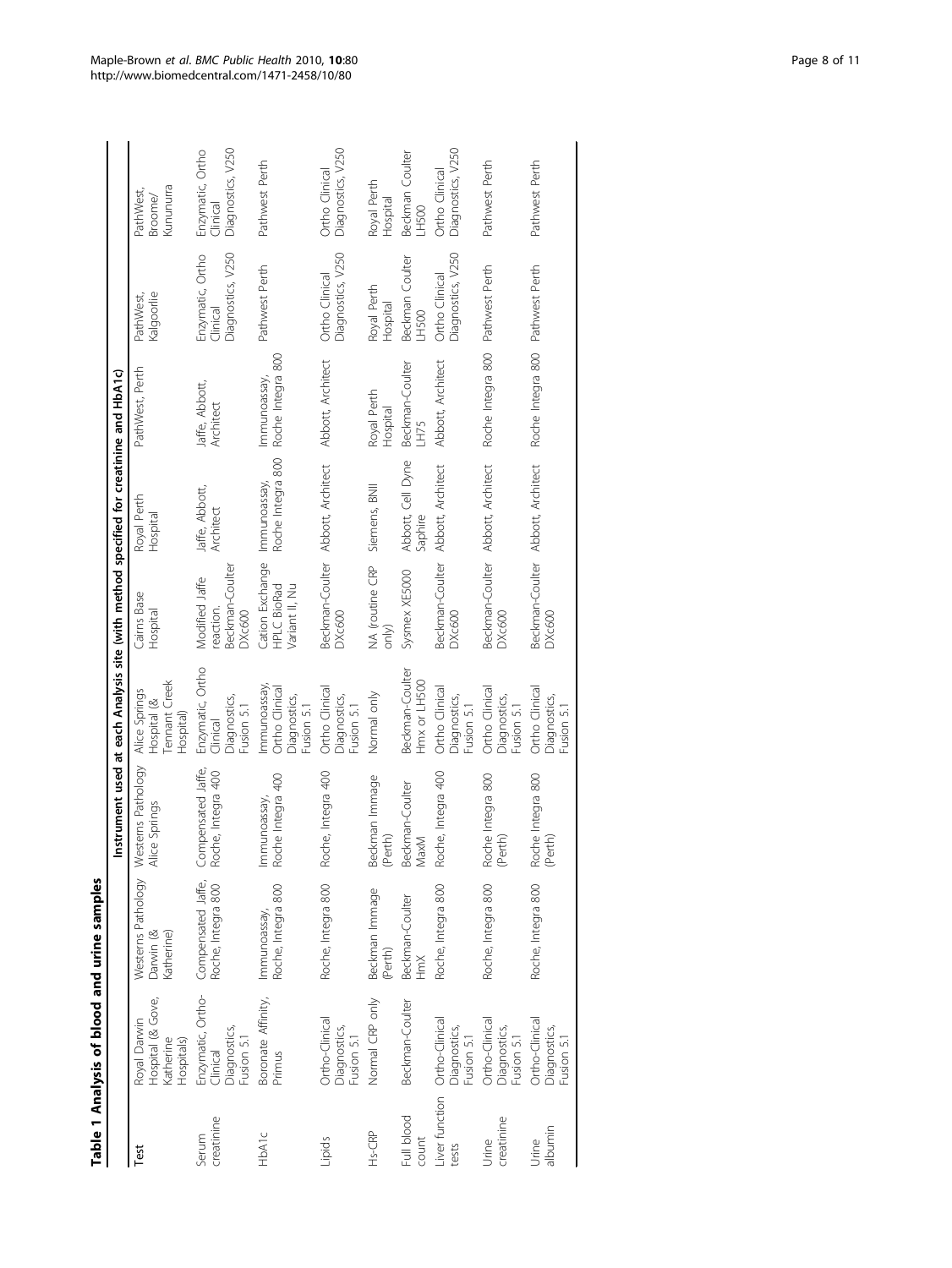**Table 1 Analysis of blood and urine samples**

| Test | Instrument used at each Analysis site (with method specified for creatinine and HbA1c) | | | | | | | | |
|---|---|---|---|---|---|---|---|---|---|
| | Royal Darwin Hospital (& Gove, Katherine Hospitals) | Westerns Pathology Darwin (& Katherine) | Westerns Pathology Alice Springs | Alice Springs Hospital (& Tennant Creek Hospital) | Cairns Base Hospital | Royal Perth Hospital | PathWest, Perth | PathWest, Kalgoorlie | PathWest, Broome/ Kununurra |
| Serum creatinine | Enzymatic, Ortho-Clinical Diagnostics, Fusion 5.1 | Compensated Jaffe, Roche, Integra 800 | Compensated Jaffe, Roche, Integra 400 | Enzymatic, Ortho Clinical Diagnostics, Fusion 5.1 | Modified Jaffe reaction. Beckman-Coulter DXc600 | Jaffe, Abbott, Architect | Jaffe, Abbott, Architect | Enzymatic, Ortho Clinical Diagnostics, V250 | Enzymatic, Ortho Clinical Diagnostics, V250 |
| HbA1c | Boronate Affinity, Primus | Immunoassay, Roche, Integra 800 | Immunoassay, Roche Integra 400 | Immunoassay, Ortho Clinical Diagnostics, Fusion 5.1 | Cation Exchange HPLC BioRad Variant II, Nu | Immunoassay, Roche Integra 800 | Immunoassay, Roche Integra 800 | Pathwest Perth | Pathwest Perth |
| Lipids | Ortho-Clinical Diagnostics, Fusion 5.1 | Roche, Integra 800 | Roche, Integra 400 | Ortho Clinical Diagnostics, Fusion 5.1 | Beckman-Coulter DXc600 | Abbott, Architect | Abbott, Architect | Ortho Clinical Diagnostics, V250 | Ortho Clinical Diagnostics, V250 |
| Hs-CRP | Normal CRP only | Beckman Immage (Perth) | Beckman Immage (Perth) | Normal only | NA (routine CRP only) | Siemens, BNII | Royal Perth Hospital | Royal Perth Hospital | Royal Perth Hospital |
| Full blood count | Beckman-Coulter | Beckman-Coulter HmX | Beckman-Coulter MaxM | Beckman-Coulter Hmx or LH500 | Sysmex XE5000 | Abbott, Cell Dyne Saphire | Beckman-Coulter LH75 | Beckman Coulter LH500 | Beckman Coulter LH500 |
| Liver function tests | Ortho-Clinical Diagnostics, Fusion 5.1 | Roche, Integra 800 | Roche, Integra 400 | Ortho Clinical Diagnostics, Fusion 5.1 | Beckman-Coulter DXc600 | Abbott, Architect | Abbott, Architect | Ortho Clinical Diagnostics, V250 | Ortho Clinical Diagnostics, V250 |
| Urine creatinine | Ortho-Clinical Diagnostics, Fusion 5.1 | Roche, Integra 800 | Roche Integra 800 (Perth) | Ortho Clinical Diagnostics, Fusion 5.1 | Beckman-Coulter DXc600 | Abbott, Architect | Roche Integra 800 | Pathwest Perth | Pathwest Perth |
| Urine albumin | Ortho-Clinical Diagnostics, Fusion 5.1 | Roche, Integra 800 | Roche Integra 800 (Perth) | Ortho Clinical Diagnostics, Fusion 5.1 | Beckman-Coulter DXc600 | Abbott, Architect | Roche Integra 800 | Pathwest Perth | Pathwest Perth |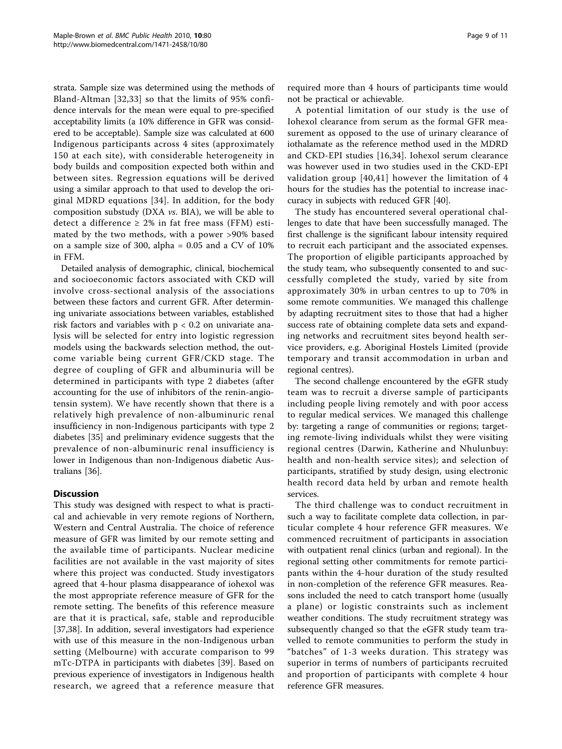strata. Sample size was determined using the methods of Bland-Altman [32,33] so that the limits of 95% confidence intervals for the mean were equal to pre-specified acceptability limits (a 10% difference in GFR was considered to be acceptable). Sample size was calculated at 600 Indigenous participants across 4 sites (approximately 150 at each site), with considerable heterogeneity in body builds and composition expected both within and between sites. Regression equations will be derived using a similar approach to that used to develop the original MDRD equations [34]. In addition, for the body composition substudy (DXA *vs*. BIA), we will be able to detect a difference ≥ 2% in fat free mass (FFM) estimated by the two methods, with a power >90% based on a sample size of 300, alpha = 0.05 and a CV of 10% in FFM.

Detailed analysis of demographic, clinical, biochemical and socioeconomic factors associated with CKD will involve cross-sectional analysis of the associations between these factors and current GFR. After determining univariate associations between variables, established risk factors and variables with $p < 0.2$ on univariate analysis will be selected for entry into logistic regression models using the backwards selection method, the outcome variable being current GFR/CKD stage. The degree of coupling of GFR and albuminuria will be determined in participants with type 2 diabetes (after accounting for the use of inhibitors of the renin-angiotensin system). We have recently shown that there is a relatively high prevalence of non-albuminuric renal insufficiency in non-Indigenous participants with type 2 diabetes [35] and preliminary evidence suggests that the prevalence of non-albuminuric renal insufficiency is lower in Indigenous than non-Indigenous diabetic Australians [36].

## Discussion

This study was designed with respect to what is practical and achievable in very remote regions of Northern, Western and Central Australia. The choice of reference measure of GFR was limited by our remote setting and the available time of participants. Nuclear medicine facilities are not available in the vast majority of sites where this project was conducted. Study investigators agreed that 4-hour plasma disappearance of iohexol was the most appropriate reference measure of GFR for the remote setting. The benefits of this reference measure are that it is practical, safe, stable and reproducible [37,38]. In addition, several investigators had experience with use of this measure in the non-Indigenous urban setting (Melbourne) with accurate comparison to 99 mTc-DTPA in participants with diabetes [39]. Based on previous experience of investigators in Indigenous health research, we agreed that a reference measure that required more than 4 hours of participants time would not be practical or achievable.

A potential limitation of our study is the use of Iohexol clearance from serum as the formal GFR measurement as opposed to the use of urinary clearance of iothalamate as the reference method used in the MDRD and CKD-EPI studies [16,34]. Iohexol serum clearance was however used in two studies used in the CKD-EPI validation group [40,41] however the limitation of 4 hours for the studies has the potential to increase inaccuracy in subjects with reduced GFR [40].

The study has encountered several operational challenges to date that have been successfully managed. The first challenge is the significant labour intensity required to recruit each participant and the associated expenses. The proportion of eligible participants approached by the study team, who subsequently consented to and successfully completed the study, varied by site from approximately 30% in urban centres to up to 70% in some remote communities. We managed this challenge by adapting recruitment sites to those that had a higher success rate of obtaining complete data sets and expanding networks and recruitment sites beyond health service providers, e.g. Aboriginal Hostels Limited (provide temporary and transit accommodation in urban and regional centres).

The second challenge encountered by the eGFR study team was to recruit a diverse sample of participants including people living remotely and with poor access to regular medical services. We managed this challenge by: targeting a range of communities or regions; targeting remote-living individuals whilst they were visiting regional centres (Darwin, Katherine and Nhulunbuy: health and non-health service sites); and selection of participants, stratified by study design, using electronic health record data held by urban and remote health services.

The third challenge was to conduct recruitment in such a way to facilitate complete data collection, in particular complete 4 hour reference GFR measures. We commenced recruitment of participants in association with outpatient renal clinics (urban and regional). In the regional setting other commitments for remote participants within the 4-hour duration of the study resulted in non-completion of the reference GFR measures. Reasons included the need to catch transport home (usually a plane) or logistic constraints such as inclement weather conditions. The study recruitment strategy was subsequently changed so that the eGFR study team travelled to remote communities to perform the study in "batches" of 1-3 weeks duration. This strategy was superior in terms of numbers of participants recruited and proportion of participants with complete 4 hour reference GFR measures.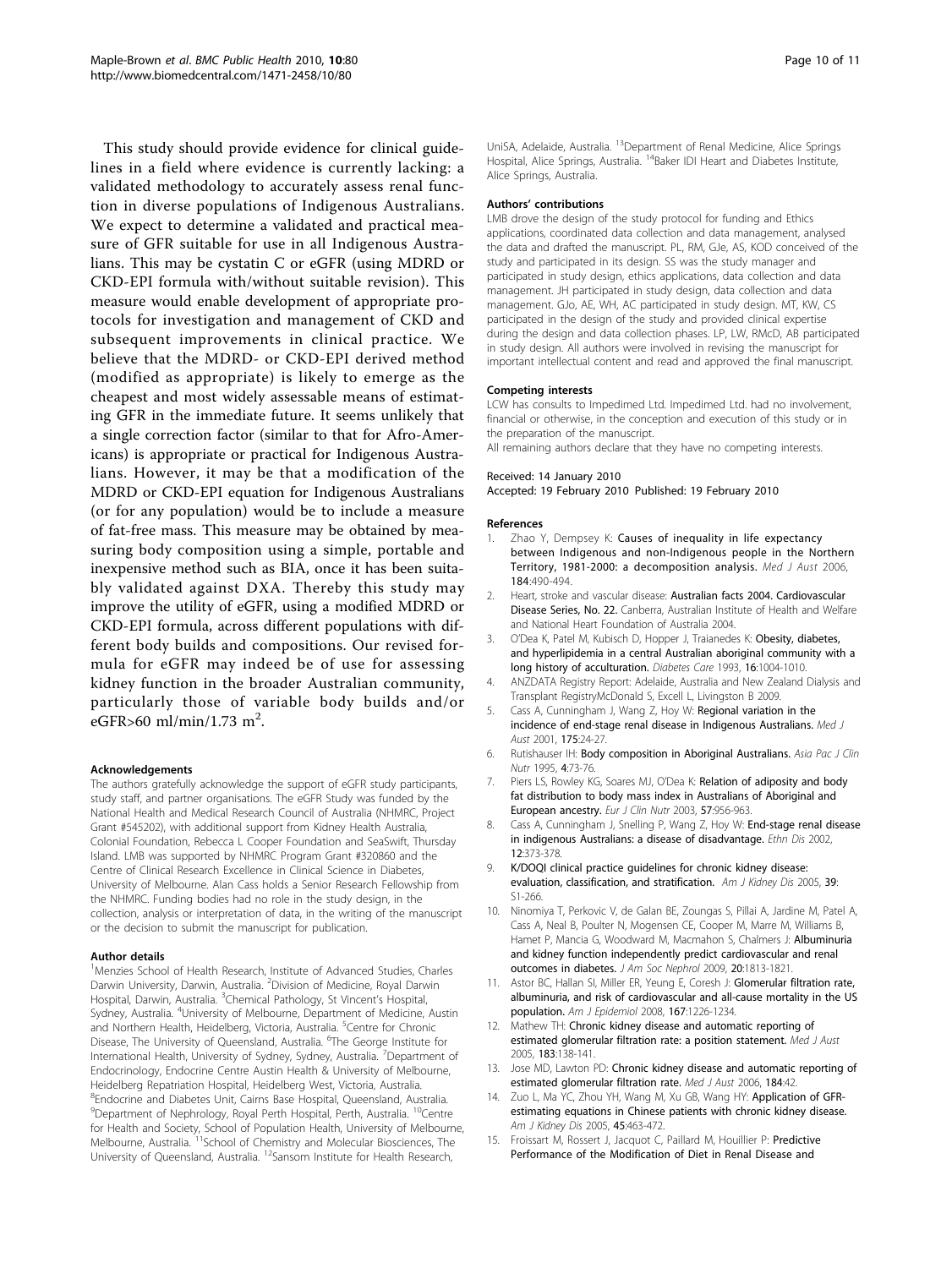This study should provide evidence for clinical guidelines in a field where evidence is currently lacking: a validated methodology to accurately assess renal function in diverse populations of Indigenous Australians. We expect to determine a validated and practical measure of GFR suitable for use in all Indigenous Australians. This may be cystatin C or eGFR (using MDRD or CKD-EPI formula with/without suitable revision). This measure would enable development of appropriate protocols for investigation and management of CKD and subsequent improvements in clinical practice. We believe that the MDRD- or CKD-EPI derived method (modified as appropriate) is likely to emerge as the cheapest and most widely assessable means of estimating GFR in the immediate future. It seems unlikely that a single correction factor (similar to that for Afro-Americans) is appropriate or practical for Indigenous Australians. However, it may be that a modification of the MDRD or CKD-EPI equation for Indigenous Australians (or for any population) would be to include a measure of fat-free mass. This measure may be obtained by measuring body composition using a simple, portable and inexpensive method such as BIA, once it has been suitably validated against DXA. Thereby this study may improve the utility of eGFR, using a modified MDRD or CKD-EPI formula, across different populations with different body builds and compositions. Our revised formula for eGFR may indeed be of use for assessing kidney function in the broader Australian community, particularly those of variable body builds and/or eGFR>60 ml/min/1.73 $m^2$.

#### Acknowledgements

The authors gratefully acknowledge the support of eGFR study participants, study staff, and partner organisations. The eGFR Study was funded by the National Health and Medical Research Council of Australia (NHMRC, Project Grant #545202), with additional support from Kidney Health Australia, Colonial Foundation, Rebecca L Cooper Foundation and SeaSwift, Thursday Island. LMB was supported by NHMRC Program Grant #320860 and the Centre of Clinical Research Excellence in Clinical Science in Diabetes, University of Melbourne. Alan Cass holds a Senior Research Fellowship from the NHMRC. Funding bodies had no role in the study design, in the collection, analysis or interpretation of data, in the writing of the manuscript or the decision to submit the manuscript for publication.

#### Author details

[1]Menzies School of Health Research, Institute of Advanced Studies, Charles Darwin University, Darwin, Australia. [2]Division of Medicine, Royal Darwin Hospital, Darwin, Australia. [3]Chemical Pathology, St Vincent's Hospital, Sydney, Australia. [4]University of Melbourne, Department of Medicine, Austin and Northern Health, Heidelberg, Victoria, Australia. [5]Centre for Chronic Disease, The University of Queensland, Australia. [6]The George Institute for International Health, University of Sydney, Sydney, Australia. [7]Department of Endocrinology, Endocrine Centre Austin Health & University of Melbourne, Heidelberg Repatriation Hospital, Heidelberg West, Victoria, Australia. [8]Endocrine and Diabetes Unit, Cairns Base Hospital, Queensland, Australia. [9]Department of Nephrology, Royal Perth Hospital, Perth, Australia. [10]Centre for Health and Society, School of Population Health, University of Melbourne, Melbourne, Australia. [11]School of Chemistry and Molecular Biosciences, The University of Queensland, Australia. [12]Sansom Institute for Health Research, UniSA, Adelaide, Australia. [13]Department of Renal Medicine, Alice Springs Hospital, Alice Springs, Australia. [14]Baker IDI Heart and Diabetes Institute, Alice Springs, Australia.

#### Authors' contributions

LMB drove the design of the study protocol for funding and Ethics applications, coordinated data collection and data management, analysed the data and drafted the manuscript. PL, RM, GJe, AS, KOD conceived of the study and participated in its design. SS was the study manager and participated in study design, ethics applications, data collection and data management. JH participated in study design, data collection and data management. GJo, AE, WH, AC participated in study design. MT, KW, CS participated in the design of the study and provided clinical expertise during the design and data collection phases. LP, LW, RMcD, AB participated in study design. All authors were involved in revising the manuscript for important intellectual content and read and approved the final manuscript.

#### Competing interests

LCW has consults to Impedimed Ltd. Impedimed Ltd. had no involvement, financial or otherwise, in the conception and execution of this study or in the preparation of the manuscript.
All remaining authors declare that they have no competing interests.

Received: 14 January 2010
Accepted: 19 February 2010 Published: 19 February 2010

#### References

1. Zhao Y, Dempsey K: **Causes of inequality in life expectancy between Indigenous and non-Indigenous people in the Northern Territory, 1981-2000: a decomposition analysis.** *Med J Aust* 2006, **184**:490-494.
2. Heart, stroke and vascular disease: **Australian facts 2004. Cardiovascular Disease Series, No. 22.** Canberra, Australian Institute of Health and Welfare and National Heart Foundation of Australia 2004.
3. O'Dea K, Patel M, Kubisch D, Hopper J, Traianedes K: **Obesity, diabetes, and hyperlipidemia in a central Australian aboriginal community with a long history of acculturation.** *Diabetes Care* 1993, **16**:1004-1010.
4. ANZDATA Registry Report: Adelaide, Australia and New Zealand Dialysis and Transplant RegistryMcDonald S, Excell L, Livingston B 2009.
5. Cass A, Cunningham J, Wang Z, Hoy W: **Regional variation in the incidence of end-stage renal disease in Indigenous Australians.** *Med J Aust* 2001, **175**:24-27.
6. Rutishauser IH: **Body composition in Aboriginal Australians.** *Asia Pac J Clin Nutr* 1995, **4**:73-76.
7. Piers LS, Rowley KG, Soares MJ, O'Dea K: **Relation of adiposity and body fat distribution to body mass index in Australians of Aboriginal and European ancestry.** *Eur J Clin Nutr* 2003, **57**:956-963.
8. Cass A, Cunningham J, Snelling P, Wang Z, Hoy W: **End-stage renal disease in indigenous Australians: a disease of disadvantage.** *Ethn Dis* 2002, **12**:373-378.
9. **K/DOQI clinical practice guidelines for chronic kidney disease: evaluation, classification, and stratification.** *Am J Kidney Dis* 2005, **39**: S1-266.
10. Ninomiya T, Perkovic V, de Galan BE, Zoungas S, Pillai A, Jardine M, Patel A, Cass A, Neal B, Poulter N, Mogensen CE, Cooper M, Marre M, Williams B, Hamet P, Mancia G, Woodward M, Macmahon S, Chalmers J: **Albuminuria and kidney function independently predict cardiovascular and renal outcomes in diabetes.** *J Am Soc Nephrol* 2009, **20**:1813-1821.
11. Astor BC, Hallan SI, Miller ER, Yeung E, Coresh J: **Glomerular filtration rate, albuminuria, and risk of cardiovascular and all-cause mortality in the US population.** *Am J Epidemiol* 2008, **167**:1226-1234.
12. Mathew TH: **Chronic kidney disease and automatic reporting of estimated glomerular filtration rate: a position statement.** *Med J Aust* 2005, **183**:138-141.
13. Jose MD, Lawton PD: **Chronic kidney disease and automatic reporting of estimated glomerular filtration rate.** *Med J Aust* 2006, **184**:42.
14. Zuo L, Ma YC, Zhou YH, Wang M, Xu GB, Wang HY: **Application of GFR-estimating equations in Chinese patients with chronic kidney disease.** *Am J Kidney Dis* 2005, **45**:463-472.
15. Froissart M, Rossert J, Jacquot C, Paillard M, Houillier P: **Predictive Performance of the Modification of Diet in Renal Disease and**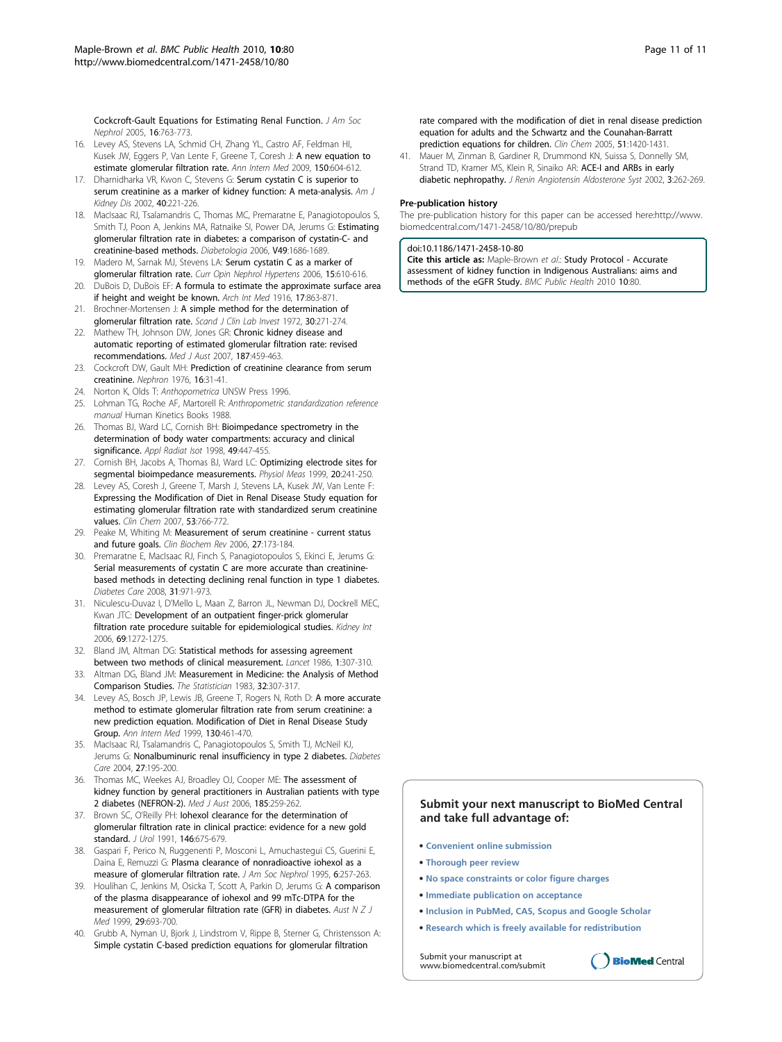Cockcroft-Gault Equations for Estimating Renal Function. *J Am Soc Nephrol* 2005, **16**:763-773.

16. Levey AS, Stevens LA, Schmid CH, Zhang YL, Castro AF, Feldman HI, Kusek JW, Eggers P, Van Lente F, Greene T, Coresh J: **A new equation to estimate glomerular filtration rate.** *Ann Intern Med* 2009, **150**:604-612.
17. Dharnidharka VR, Kwon C, Stevens G: **Serum cystatin C is superior to serum creatinine as a marker of kidney function: A meta-analysis.** *Am J Kidney Dis* 2002, **40**:221-226.
18. MacIsaac RJ, Tsalamandris C, Thomas MC, Premaratne E, Panagiotopoulos S, Smith TJ, Poon A, Jenkins MA, Ratnaike SI, Power DA, Jerums G: **Estimating glomerular filtration rate in diabetes: a comparison of cystatin-C- and creatinine-based methods.** *Diabetologia* 2006, **V49**:1686-1689.
19. Madero M, Sarnak MJ, Stevens LA: **Serum cystatin C as a marker of glomerular filtration rate.** *Curr Opin Nephrol Hypertens* 2006, **15**:610-616.
20. DuBois D, DuBois EF: **A formula to estimate the approximate surface area if height and weight be known.** *Arch Int Med* 1916, **17**:863-871.
21. Brochner-Mortensen J: **A simple method for the determination of glomerular filtration rate.** *Scand J Clin Lab Invest* 1972, **30**:271-274.
22. Mathew TH, Johnson DW, Jones GR: **Chronic kidney disease and automatic reporting of estimated glomerular filtration rate: revised recommendations.** *Med J Aust* 2007, **187**:459-463.
23. Cockcroft DW, Gault MH: **Prediction of creatinine clearance from serum creatinine.** *Nephron* 1976, **16**:31-41.
24. Norton K, Olds T: *Anthopometrica* UNSW Press 1996.
25. Lohman TG, Roche AF, Martorell R: *Anthropometric standardization reference manual* Human Kinetics Books 1988.
26. Thomas BJ, Ward LC, Cornish BH: **Bioimpedance spectrometry in the determination of body water compartments: accuracy and clinical significance.** *Appl Radiat Isot* 1998, **49**:447-455.
27. Cornish BH, Jacobs A, Thomas BJ, Ward LC: **Optimizing electrode sites for segmental bioimpedance measurements.** *Physiol Meas* 1999, **20**:241-250.
28. Levey AS, Coresh J, Greene T, Marsh J, Stevens LA, Kusek JW, Van Lente F: **Expressing the Modification of Diet in Renal Disease Study equation for estimating glomerular filtration rate with standardized serum creatinine values.** *Clin Chem* 2007, **53**:766-772.
29. Peake M, Whiting M: **Measurement of serum creatinine - current status and future goals.** *Clin Biochem Rev* 2006, **27**:173-184.
30. Premaratne E, MacIsaac RJ, Finch S, Panagiotopoulos S, Ekinci E, Jerums G: **Serial measurements of cystatin C are more accurate than creatinine-based methods in detecting declining renal function in type 1 diabetes.** *Diabetes Care* 2008, **31**:971-973.
31. Niculescu-Duvaz I, D'Mello L, Maan Z, Barron JL, Newman DJ, Dockrell MEC, Kwan JTC: **Development of an outpatient finger-prick glomerular filtration rate procedure suitable for epidemiological studies.** *Kidney Int* 2006, **69**:1272-1275.
32. Bland JM, Altman DG: **Statistical methods for assessing agreement between two methods of clinical measurement.** *Lancet* 1986, **1**:307-310.
33. Altman DG, Bland JM: **Measurement in Medicine: the Analysis of Method Comparison Studies.** *The Statistician* 1983, **32**:307-317.
34. Levey AS, Bosch JP, Lewis JB, Greene T, Rogers N, Roth D: **A more accurate method to estimate glomerular filtration rate from serum creatinine: a new prediction equation. Modification of Diet in Renal Disease Study Group.** *Ann Intern Med* 1999, **130**:461-470.
35. MacIsaac RJ, Tsalamandris C, Panagiotopoulos S, Smith TJ, McNeil KJ, Jerums G: **Nonalbuminuric renal insufficiency in type 2 diabetes.** *Diabetes Care* 2004, **27**:195-200.
36. Thomas MC, Weekes AJ, Broadley OJ, Cooper ME: **The assessment of kidney function by general practitioners in Australian patients with type 2 diabetes (NEFRON-2).** *Med J Aust* 2006, **185**:259-262.
37. Brown SC, O'Reilly PH: **Iohexol clearance for the determination of glomerular filtration rate in clinical practice: evidence for a new gold standard.** *J Urol* 1991, **146**:675-679.
38. Gaspari F, Perico N, Ruggenenti P, Mosconi L, Amuchastegui CS, Guerini E, Daina E, Remuzzi G: **Plasma clearance of nonradioactive iohexol as a measure of glomerular filtration rate.** *J Am Soc Nephrol* 1995, **6**:257-263.
39. Houlihan C, Jenkins M, Osicka T, Scott A, Parkin D, Jerums G: **A comparison of the plasma disappearance of iohexol and 99 mTc-DTPA for the measurement of glomerular filtration rate (GFR) in diabetes.** *Aust N Z J Med* 1999, **29**:693-700.
40. Grubb A, Nyman U, Bjork J, Lindstrom V, Rippe B, Sterner G, Christensson A: **Simple cystatin C-based prediction equations for glomerular filtration rate compared with the modification of diet in renal disease prediction equation for adults and the Schwartz and the Counahan-Barratt prediction equations for children.** *Clin Chem* 2005, **51**:1420-1431.
41. Mauer M, Zinman B, Gardiner R, Drummond KN, Suissa S, Donnelly SM, Strand TD, Kramer MS, Klein R, Sinaiko AR: **ACE-I and ARBs in early diabetic nephropathy.** *J Renin Angiotensin Aldosterone Syst* 2002, **3**:262-269.

### Pre-publication history

The pre-publication history for this paper can be accessed here:http://www.biomedcentral.com/1471-2458/10/80/prepub

doi:10.1186/1471-2458-10-80

**Cite this article as:** Maple-Brown *et al.*: Study Protocol - Accurate assessment of kidney function in Indigenous Australians: aims and methods of the eGFR Study. *BMC Public Health* 2010 **10**:80.

**Submit your next manuscript to BioMed Central and take full advantage of:**

- Convenient online submission
- Thorough peer review
- No space constraints or color figure charges
- Immediate publication on acceptance
- Inclusion in PubMed, CAS, Scopus and Google Scholar
- Research which is freely available for redistribution

Submit your manuscript at www.biomedcentral.com/submit

BioMed Central